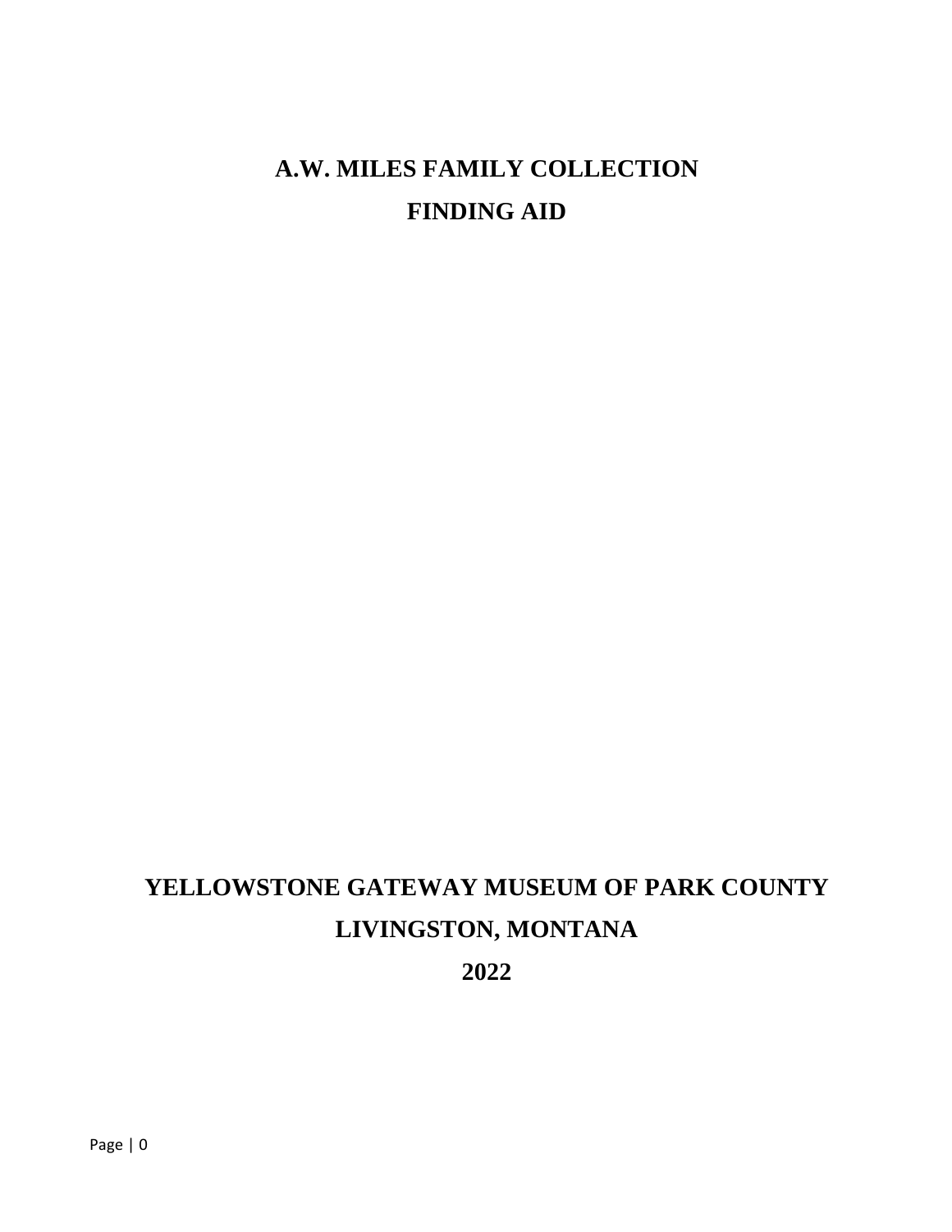# A.W. MILES FAMILY COLLECTION

# FINDING AID

**YELLOWSTONE GATEWAY MUSEUM OF PARK COUNTY**

**LIVINGSTON, MONTANA**

**2022**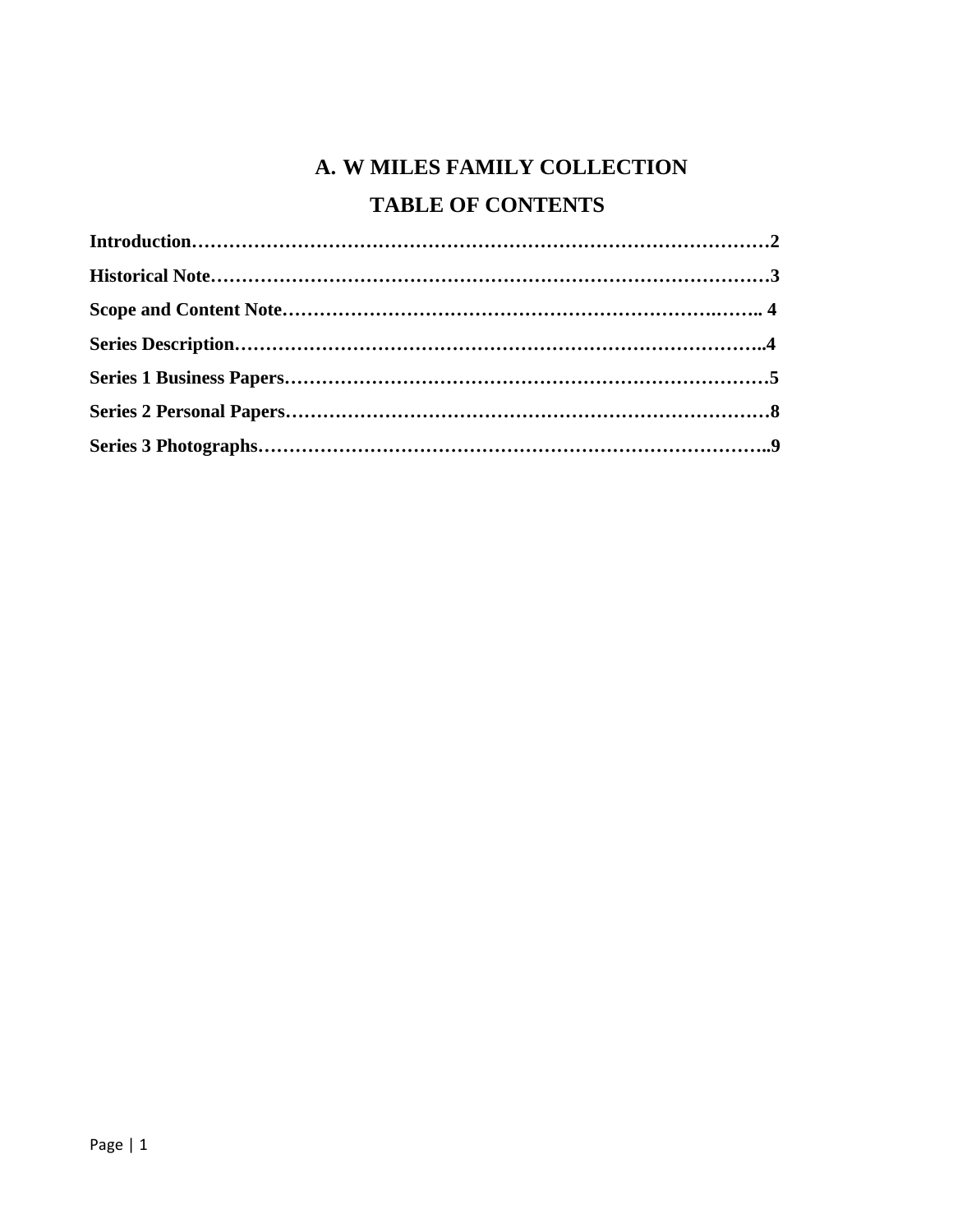# A. W MILES FAMILY COLLECTION

## TABLE OF CONTENTS

**Introduction……………………………………………………………………………2**

**Historical Note…………………………………………………………………………3**

**Scope and Content Note……………………………………………………….…….. 4**

**Series Description……………………………………………………………………..4**

**Series 1 Business Papers………………………………………………………………5**

**Series 2 Personal Papers………………………………………………………………8**

**Series 3 Photographs…………………………………………………………………..9**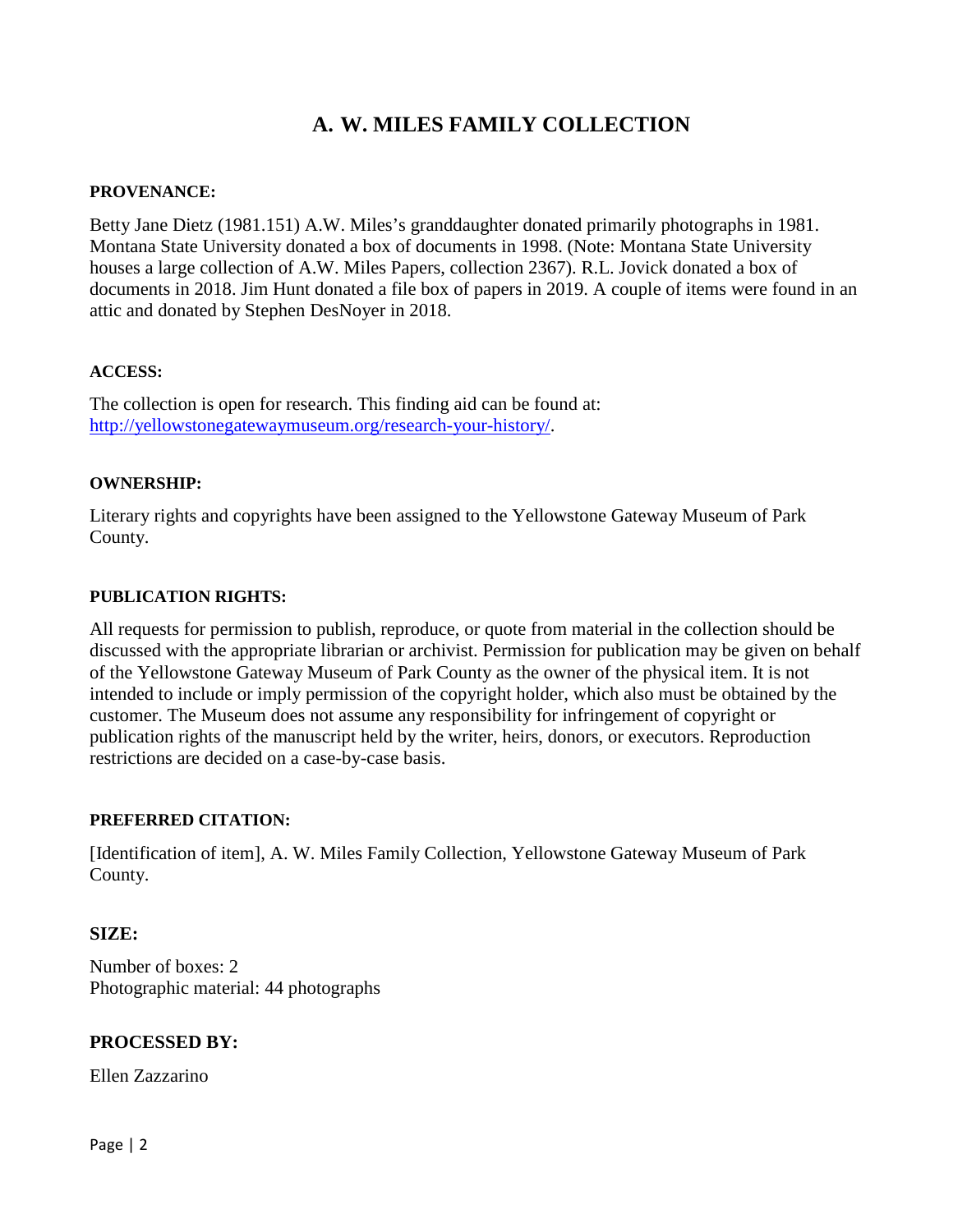# A. W. MILES FAMILY COLLECTION

### PROVENANCE:

Betty Jane Dietz (1981.151) A.W. Miles's granddaughter donated primarily photographs in 1981. Montana State University donated a box of documents in 1998. (Note: Montana State University houses a large collection of A.W. Miles Papers, collection 2367). R.L. Jovick donated a box of documents in 2018. Jim Hunt donated a file box of papers in 2019. A couple of items were found in an attic and donated by Stephen DesNoyer in 2018.

### ACCESS:

The collection is open for research. This finding aid can be found at: [http://yellowstonegatewaymuseum.org/research-your-history/](http://yellowstonegatewaymuseum.org/research-your-history/).

### OWNERSHIP:

Literary rights and copyrights have been assigned to the Yellowstone Gateway Museum of Park County.

### PUBLICATION RIGHTS:

All requests for permission to publish, reproduce, or quote from material in the collection should be discussed with the appropriate librarian or archivist. Permission for publication may be given on behalf of the Yellowstone Gateway Museum of Park County as the owner of the physical item. It is not intended to include or imply permission of the copyright holder, which also must be obtained by the customer. The Museum does not assume any responsibility for infringement of copyright or publication rights of the manuscript held by the writer, heirs, donors, or executors. Reproduction restrictions are decided on a case-by-case basis.

### PREFERRED CITATION:

[Identification of item], A. W. Miles Family Collection, Yellowstone Gateway Museum of Park County.

### SIZE:

Number of boxes: 2
Photographic material: 44 photographs

### PROCESSED BY:

Ellen Zazzarino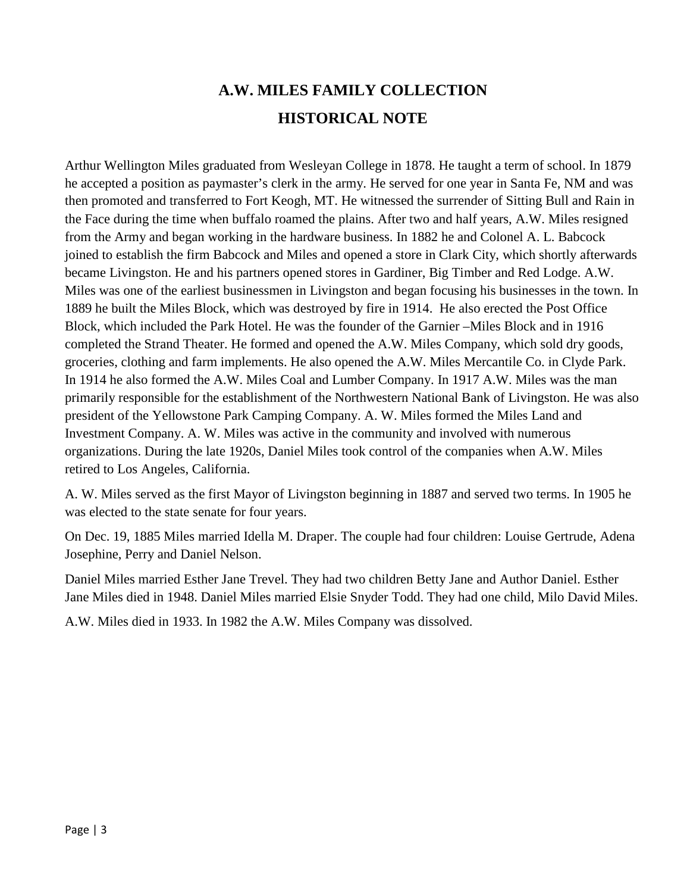# A.W. MILES FAMILY COLLECTION

## HISTORICAL NOTE

Arthur Wellington Miles graduated from Wesleyan College in 1878. He taught a term of school. In 1879 he accepted a position as paymaster's clerk in the army. He served for one year in Santa Fe, NM and was then promoted and transferred to Fort Keogh, MT. He witnessed the surrender of Sitting Bull and Rain in the Face during the time when buffalo roamed the plains. After two and half years, A.W. Miles resigned from the Army and began working in the hardware business. In 1882 he and Colonel A. L. Babcock joined to establish the firm Babcock and Miles and opened a store in Clark City, which shortly afterwards became Livingston. He and his partners opened stores in Gardiner, Big Timber and Red Lodge. A.W. Miles was one of the earliest businessmen in Livingston and began focusing his businesses in the town. In 1889 he built the Miles Block, which was destroyed by fire in 1914. He also erected the Post Office Block, which included the Park Hotel. He was the founder of the Garnier –Miles Block and in 1916 completed the Strand Theater. He formed and opened the A.W. Miles Company, which sold dry goods, groceries, clothing and farm implements. He also opened the A.W. Miles Mercantile Co. in Clyde Park. In 1914 he also formed the A.W. Miles Coal and Lumber Company. In 1917 A.W. Miles was the man primarily responsible for the establishment of the Northwestern National Bank of Livingston. He was also president of the Yellowstone Park Camping Company. A. W. Miles formed the Miles Land and Investment Company. A. W. Miles was active in the community and involved with numerous organizations. During the late 1920s, Daniel Miles took control of the companies when A.W. Miles retired to Los Angeles, California.

A. W. Miles served as the first Mayor of Livingston beginning in 1887 and served two terms. In 1905 he was elected to the state senate for four years.

On Dec. 19, 1885 Miles married Idella M. Draper. The couple had four children: Louise Gertrude, Adena Josephine, Perry and Daniel Nelson.

Daniel Miles married Esther Jane Trevel. They had two children Betty Jane and Author Daniel. Esther Jane Miles died in 1948. Daniel Miles married Elsie Snyder Todd. They had one child, Milo David Miles.

A.W. Miles died in 1933. In 1982 the A.W. Miles Company was dissolved.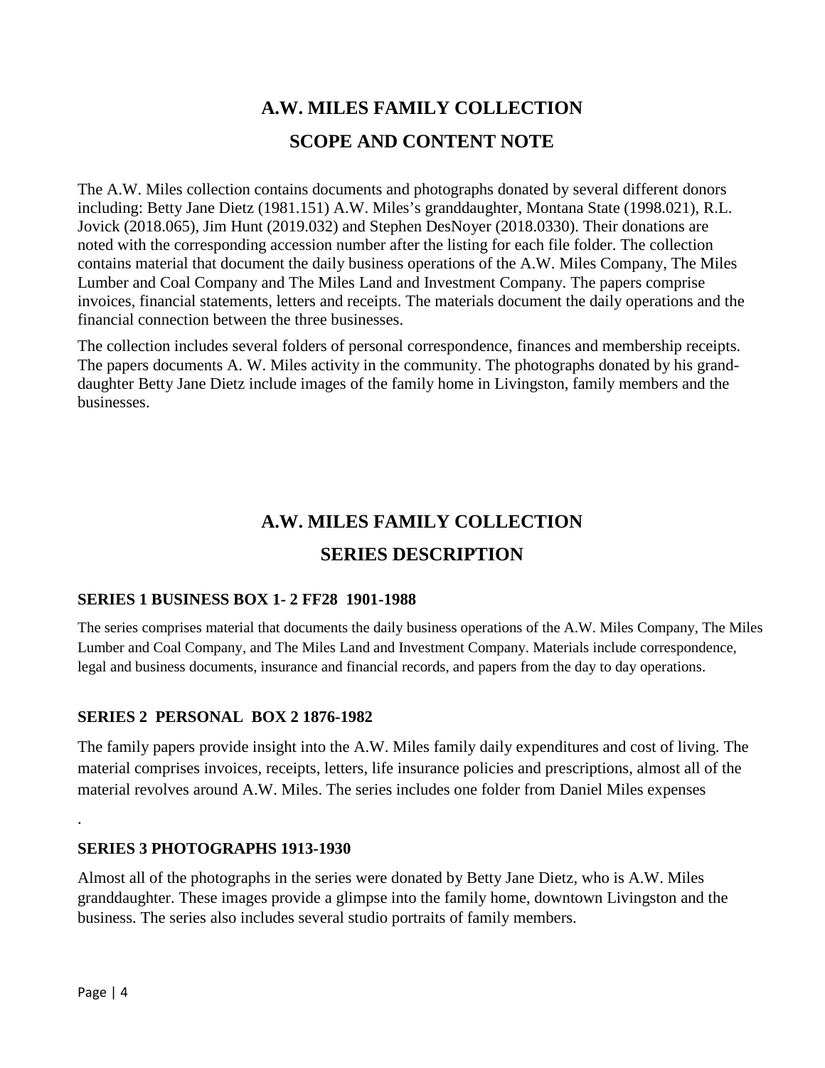# A.W. MILES FAMILY COLLECTION

## SCOPE AND CONTENT NOTE

The A.W. Miles collection contains documents and photographs donated by several different donors including: Betty Jane Dietz (1981.151) A.W. Miles's granddaughter, Montana State (1998.021), R.L. Jovick (2018.065), Jim Hunt (2019.032) and Stephen DesNoyer (2018.0330). Their donations are noted with the corresponding accession number after the listing for each file folder. The collection contains material that document the daily business operations of the A.W. Miles Company, The Miles Lumber and Coal Company and The Miles Land and Investment Company. The papers comprise invoices, financial statements, letters and receipts. The materials document the daily operations and the financial connection between the three businesses.

The collection includes several folders of personal correspondence, finances and membership receipts. The papers documents A. W. Miles activity in the community. The photographs donated by his grand-daughter Betty Jane Dietz include images of the family home in Livingston, family members and the businesses.

# A.W. MILES FAMILY COLLECTION

## SERIES DESCRIPTION

### SERIES 1 BUSINESS BOX 1- 2 FF28 1901-1988

The series comprises material that documents the daily business operations of the A.W. Miles Company, The Miles Lumber and Coal Company, and The Miles Land and Investment Company. Materials include correspondence, legal and business documents, insurance and financial records, and papers from the day to day operations.

### SERIES 2 PERSONAL BOX 2 1876-1982

The family papers provide insight into the A.W. Miles family daily expenditures and cost of living. The material comprises invoices, receipts, letters, life insurance policies and prescriptions, almost all of the material revolves around A.W. Miles. The series includes one folder from Daniel Miles expenses

.

### SERIES 3 PHOTOGRAPHS 1913-1930

Almost all of the photographs in the series were donated by Betty Jane Dietz, who is A.W. Miles granddaughter. These images provide a glimpse into the family home, downtown Livingston and the business. The series also includes several studio portraits of family members.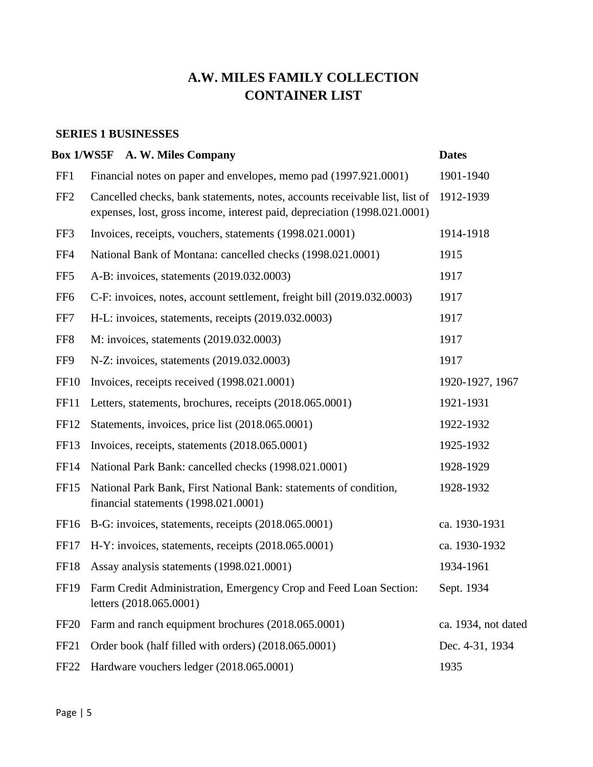# A.W. MILES FAMILY COLLECTION
# CONTAINER LIST

## SERIES 1 BUSINESSES

| Box 1/WS5F | A. W. Miles Company | Dates |
|---|---|---|
| FF1 | Financial notes on paper and envelopes, memo pad (1997.921.0001) | 1901-1940 |
| FF2 | Cancelled checks, bank statements, notes, accounts receivable list, list of expenses, lost, gross income, interest paid, depreciation (1998.021.0001) | 1912-1939 |
| FF3 | Invoices, receipts, vouchers, statements (1998.021.0001) | 1914-1918 |
| FF4 | National Bank of Montana: cancelled checks (1998.021.0001) | 1915 |
| FF5 | A-B: invoices, statements (2019.032.0003) | 1917 |
| FF6 | C-F: invoices, notes, account settlement, freight bill (2019.032.0003) | 1917 |
| FF7 | H-L: invoices, statements, receipts (2019.032.0003) | 1917 |
| FF8 | M: invoices, statements (2019.032.0003) | 1917 |
| FF9 | N-Z: invoices, statements (2019.032.0003) | 1917 |
| FF10 | Invoices, receipts received (1998.021.0001) | 1920-1927, 1967 |
| FF11 | Letters, statements, brochures, receipts (2018.065.0001) | 1921-1931 |
| FF12 | Statements, invoices, price list (2018.065.0001) | 1922-1932 |
| FF13 | Invoices, receipts, statements (2018.065.0001) | 1925-1932 |
| FF14 | National Park Bank: cancelled checks (1998.021.0001) | 1928-1929 |
| FF15 | National Park Bank, First National Bank: statements of condition, financial statements (1998.021.0001) | 1928-1932 |
| FF16 | B-G: invoices, statements, receipts (2018.065.0001) | ca. 1930-1931 |
| FF17 | H-Y: invoices, statements, receipts (2018.065.0001) | ca. 1930-1932 |
| FF18 | Assay analysis statements (1998.021.0001) | 1934-1961 |
| FF19 | Farm Credit Administration, Emergency Crop and Feed Loan Section: letters (2018.065.0001) | Sept. 1934 |
| FF20 | Farm and ranch equipment brochures (2018.065.0001) | ca. 1934, not dated |
| FF21 | Order book (half filled with orders) (2018.065.0001) | Dec. 4-31, 1934 |
| FF22 | Hardware vouchers ledger (2018.065.0001) | 1935 |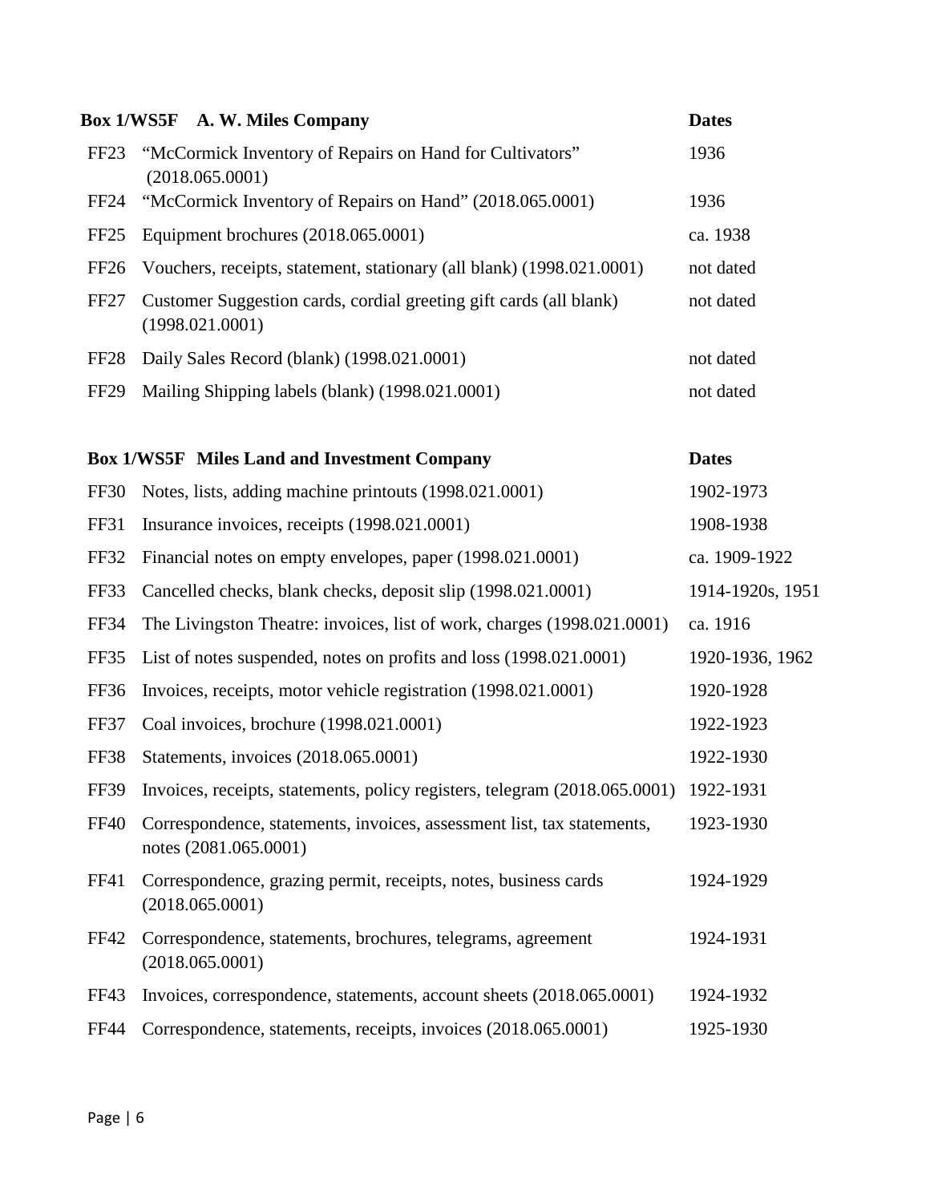| Box 1/WS5F | A. W. Miles Company | Dates |
|---|---|---|
| FF23 | "McCormick Inventory of Repairs on Hand for Cultivators" (2018.065.0001) | 1936 |
| FF24 | "McCormick Inventory of Repairs on Hand" (2018.065.0001) | 1936 |
| FF25 | Equipment brochures (2018.065.0001) | ca. 1938 |
| FF26 | Vouchers, receipts, statement, stationary (all blank) (1998.021.0001) | not dated |
| FF27 | Customer Suggestion cards, cordial greeting gift cards (all blank) (1998.021.0001) | not dated |
| FF28 | Daily Sales Record (blank) (1998.021.0001) | not dated |
| FF29 | Mailing Shipping labels (blank) (1998.021.0001) | not dated |

| Box 1/WS5F | Miles Land and Investment Company | Dates |
|---|---|---|
| FF30 | Notes, lists, adding machine printouts (1998.021.0001) | 1902-1973 |
| FF31 | Insurance invoices, receipts (1998.021.0001) | 1908-1938 |
| FF32 | Financial notes on empty envelopes, paper (1998.021.0001) | ca. 1909-1922 |
| FF33 | Cancelled checks, blank checks, deposit slip (1998.021.0001) | 1914-1920s, 1951 |
| FF34 | The Livingston Theatre: invoices, list of work, charges (1998.021.0001) | ca. 1916 |
| FF35 | List of notes suspended, notes on profits and loss (1998.021.0001) | 1920-1936, 1962 |
| FF36 | Invoices, receipts, motor vehicle registration (1998.021.0001) | 1920-1928 |
| FF37 | Coal invoices, brochure (1998.021.0001) | 1922-1923 |
| FF38 | Statements, invoices (2018.065.0001) | 1922-1930 |
| FF39 | Invoices, receipts, statements, policy registers, telegram (2018.065.0001) | 1922-1931 |
| FF40 | Correspondence, statements, invoices, assessment list, tax statements, notes (2081.065.0001) | 1923-1930 |
| FF41 | Correspondence, grazing permit, receipts, notes, business cards (2018.065.0001) | 1924-1929 |
| FF42 | Correspondence, statements, brochures, telegrams, agreement (2018.065.0001) | 1924-1931 |
| FF43 | Invoices, correspondence, statements, account sheets (2018.065.0001) | 1924-1932 |
| FF44 | Correspondence, statements, receipts, invoices (2018.065.0001) | 1925-1930 |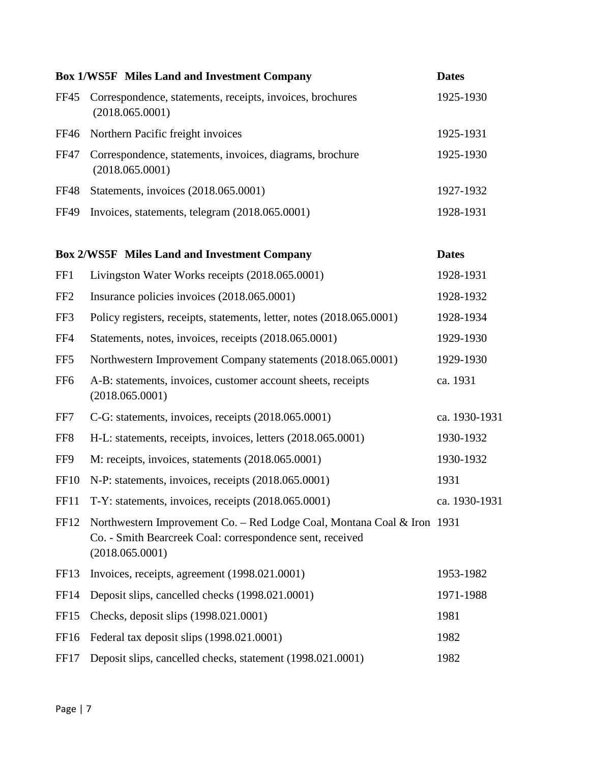| Box 1/WS5F Miles Land and Investment Company | | Dates |
|---|---|---|
| FF45 | Correspondence, statements, receipts, invoices, brochures (2018.065.0001) | 1925-1930 |
| FF46 | Northern Pacific freight invoices | 1925-1931 |
| FF47 | Correspondence, statements, invoices, diagrams, brochure (2018.065.0001) | 1925-1930 |
| FF48 | Statements, invoices (2018.065.0001) | 1927-1932 |
| FF49 | Invoices, statements, telegram (2018.065.0001) | 1928-1931 |

| Box 2/WS5F Miles Land and Investment Company | | Dates |
|---|---|---|
| FF1 | Livingston Water Works receipts (2018.065.0001) | 1928-1931 |
| FF2 | Insurance policies invoices (2018.065.0001) | 1928-1932 |
| FF3 | Policy registers, receipts, statements, letter, notes (2018.065.0001) | 1928-1934 |
| FF4 | Statements, notes, invoices, receipts (2018.065.0001) | 1929-1930 |
| FF5 | Northwestern Improvement Company statements (2018.065.0001) | 1929-1930 |
| FF6 | A-B: statements, invoices, customer account sheets, receipts (2018.065.0001) | ca. 1931 |
| FF7 | C-G: statements, invoices, receipts (2018.065.0001) | ca. 1930-1931 |
| FF8 | H-L: statements, receipts, invoices, letters (2018.065.0001) | 1930-1932 |
| FF9 | M: receipts, invoices, statements (2018.065.0001) | 1930-1932 |
| FF10 | N-P: statements, invoices, receipts (2018.065.0001) | 1931 |
| FF11 | T-Y: statements, invoices, receipts (2018.065.0001) | ca. 1930-1931 |
| FF12 | Northwestern Improvement Co. – Red Lodge Coal, Montana Coal & Iron Co. - Smith Bearcreek Coal: correspondence sent, received (2018.065.0001) | 1931 |
| FF13 | Invoices, receipts, agreement (1998.021.0001) | 1953-1982 |
| FF14 | Deposit slips, cancelled checks (1998.021.0001) | 1971-1988 |
| FF15 | Checks, deposit slips (1998.021.0001) | 1981 |
| FF16 | Federal tax deposit slips (1998.021.0001) | 1982 |
| FF17 | Deposit slips, cancelled checks, statement (1998.021.0001) | 1982 |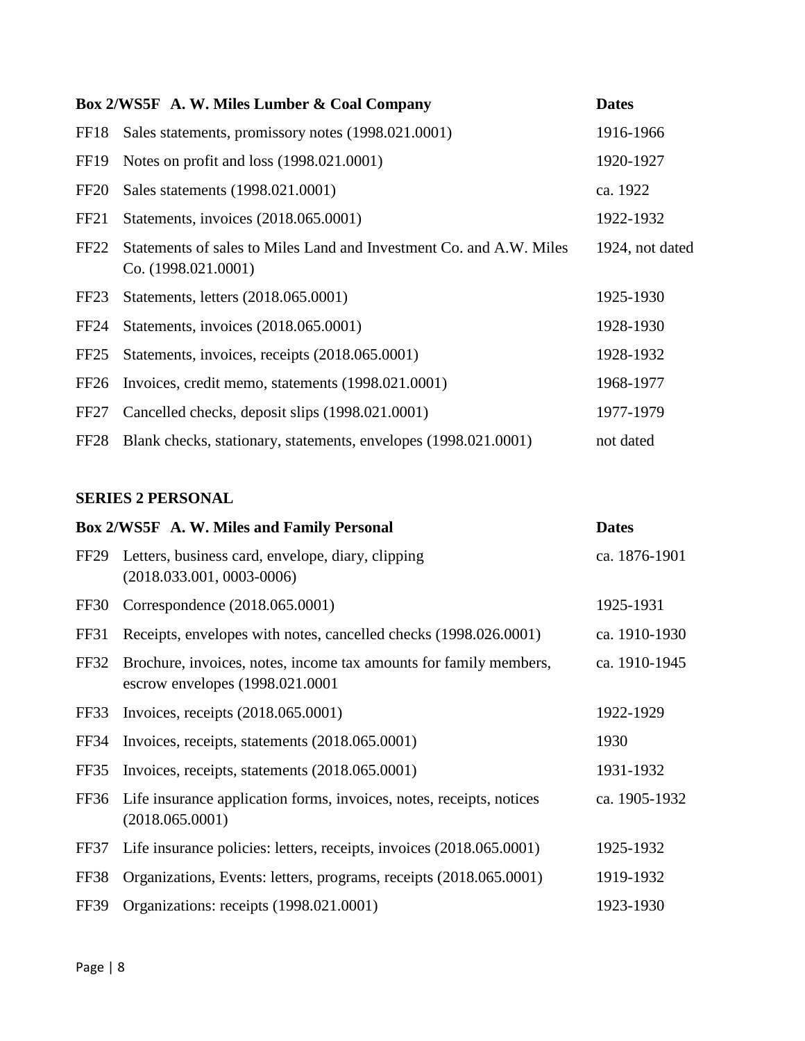| Box 2/WS5F A. W. Miles Lumber & Coal Company | | Dates |
|---|---|---|
| FF18 | Sales statements, promissory notes (1998.021.0001) | 1916-1966 |
| FF19 | Notes on profit and loss (1998.021.0001) | 1920-1927 |
| FF20 | Sales statements (1998.021.0001) | ca. 1922 |
| FF21 | Statements, invoices (2018.065.0001) | 1922-1932 |
| FF22 | Statements of sales to Miles Land and Investment Co. and A.W. Miles Co. (1998.021.0001) | 1924, not dated |
| FF23 | Statements, letters (2018.065.0001) | 1925-1930 |
| FF24 | Statements, invoices (2018.065.0001) | 1928-1930 |
| FF25 | Statements, invoices, receipts (2018.065.0001) | 1928-1932 |
| FF26 | Invoices, credit memo, statements (1998.021.0001) | 1968-1977 |
| FF27 | Cancelled checks, deposit slips (1998.021.0001) | 1977-1979 |
| FF28 | Blank checks, stationary, statements, envelopes (1998.021.0001) | not dated |

## SERIES 2 PERSONAL

| Box 2/WS5F A. W. Miles and Family Personal | | Dates |
|---|---|---|
| FF29 | Letters, business card, envelope, diary, clipping (2018.033.001, 0003-0006) | ca. 1876-1901 |
| FF30 | Correspondence (2018.065.0001) | 1925-1931 |
| FF31 | Receipts, envelopes with notes, cancelled checks (1998.026.0001) | ca. 1910-1930 |
| FF32 | Brochure, invoices, notes, income tax amounts for family members, escrow envelopes (1998.021.0001 | ca. 1910-1945 |
| FF33 | Invoices, receipts (2018.065.0001) | 1922-1929 |
| FF34 | Invoices, receipts, statements (2018.065.0001) | 1930 |
| FF35 | Invoices, receipts, statements (2018.065.0001) | 1931-1932 |
| FF36 | Life insurance application forms, invoices, notes, receipts, notices (2018.065.0001) | ca. 1905-1932 |
| FF37 | Life insurance policies: letters, receipts, invoices (2018.065.0001) | 1925-1932 |
| FF38 | Organizations, Events: letters, programs, receipts (2018.065.0001) | 1919-1932 |
| FF39 | Organizations: receipts (1998.021.0001) | 1923-1930 |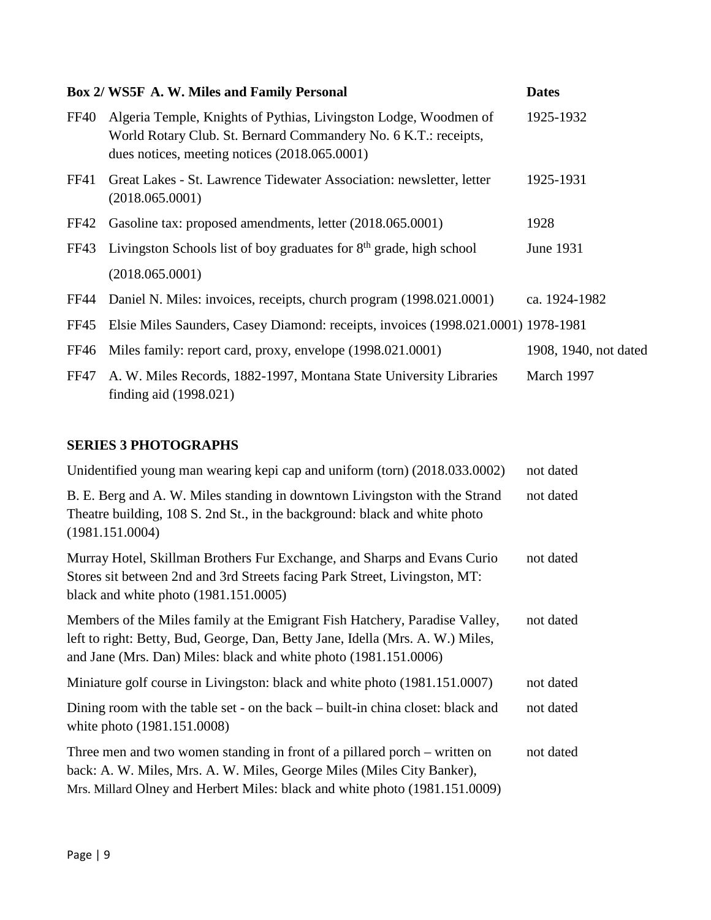| Box 2/ WS5F | A. W. Miles and Family Personal | Dates |
|---|---|---|
| FF40 | Algeria Temple, Knights of Pythias, Livingston Lodge, Woodmen of World Rotary Club. St. Bernard Commandery No. 6 K.T.: receipts, dues notices, meeting notices (2018.065.0001) | 1925-1932 |
| FF41 | Great Lakes - St. Lawrence Tidewater Association: newsletter, letter (2018.065.0001) | 1925-1931 |
| FF42 | Gasoline tax: proposed amendments, letter (2018.065.0001) | 1928 |
| FF43 | Livingston Schools list of boy graduates for 8th grade, high school (2018.065.0001) | June 1931 |
| FF44 | Daniel N. Miles: invoices, receipts, church program (1998.021.0001) | ca. 1924-1982 |
| FF45 | Elsie Miles Saunders, Casey Diamond: receipts, invoices (1998.021.0001) | 1978-1981 |
| FF46 | Miles family: report card, proxy, envelope (1998.021.0001) | 1908, 1940, not dated |
| FF47 | A. W. Miles Records, 1882-1997, Montana State University Libraries finding aid (1998.021) | March 1997 |

## SERIES 3 PHOTOGRAPHS

| | |
|---|---|
| Unidentified young man wearing kepi cap and uniform (torn) (2018.033.0002) | not dated |
| B. E. Berg and A. W. Miles standing in downtown Livingston with the Strand Theatre building, 108 S. 2nd St., in the background: black and white photo (1981.151.0004) | not dated |
| Murray Hotel, Skillman Brothers Fur Exchange, and Sharps and Evans Curio Stores sit between 2nd and 3rd Streets facing Park Street, Livingston, MT: black and white photo (1981.151.0005) | not dated |
| Members of the Miles family at the Emigrant Fish Hatchery, Paradise Valley, left to right: Betty, Bud, George, Dan, Betty Jane, Idella (Mrs. A. W.) Miles, and Jane (Mrs. Dan) Miles: black and white photo (1981.151.0006) | not dated |
| Miniature golf course in Livingston: black and white photo (1981.151.0007) | not dated |
| Dining room with the table set - on the back – built-in china closet: black and white photo (1981.151.0008) | not dated |
| Three men and two women standing in front of a pillared porch – written on back: A. W. Miles, Mrs. A. W. Miles, George Miles (Miles City Banker), Mrs. Millard Olney and Herbert Miles: black and white photo (1981.151.0009) | not dated |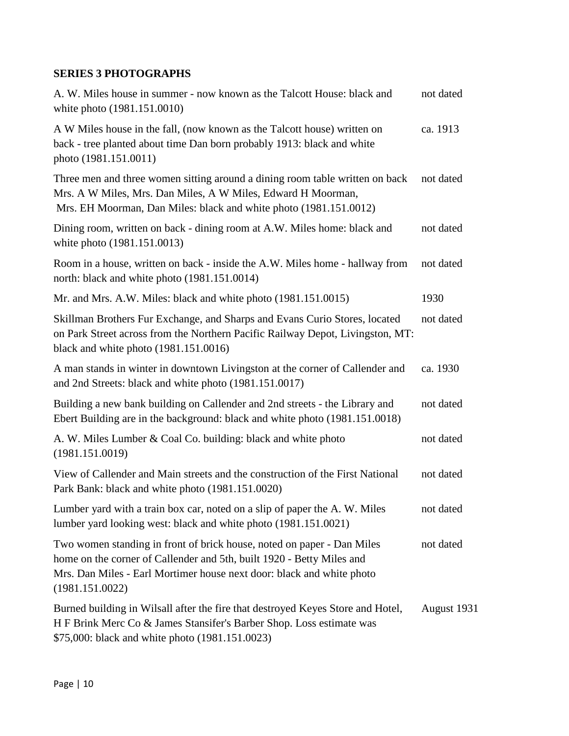**SERIES 3 PHOTOGRAPHS**

| | |
|---|---|
| A. W. Miles house in summer - now known as the Talcott House: black and white photo (1981.151.0010) | not dated |
| A W Miles house in the fall, (now known as the Talcott house) written on back - tree planted about time Dan born probably 1913: black and white photo (1981.151.0011) | ca. 1913 |
| Three men and three women sitting around a dining room table written on back Mrs. A W Miles, Mrs. Dan Miles, A W Miles, Edward H Moorman, Mrs. EH Moorman, Dan Miles: black and white photo (1981.151.0012) | not dated |
| Dining room, written on back - dining room at A.W. Miles home: black and white photo (1981.151.0013) | not dated |
| Room in a house, written on back - inside the A.W. Miles home - hallway from north: black and white photo (1981.151.0014) | not dated |
| Mr. and Mrs. A.W. Miles: black and white photo (1981.151.0015) | 1930 |
| Skillman Brothers Fur Exchange, and Sharps and Evans Curio Stores, located on Park Street across from the Northern Pacific Railway Depot, Livingston, MT: black and white photo (1981.151.0016) | not dated |
| A man stands in winter in downtown Livingston at the corner of Callender and and 2nd Streets: black and white photo (1981.151.0017) | ca. 1930 |
| Building a new bank building on Callender and 2nd streets - the Library and Ebert Building are in the background: black and white photo (1981.151.0018) | not dated |
| A. W. Miles Lumber & Coal Co. building: black and white photo (1981.151.0019) | not dated |
| View of Callender and Main streets and the construction of the First National Park Bank: black and white photo (1981.151.0020) | not dated |
| Lumber yard with a train box car, noted on a slip of paper the A. W. Miles lumber yard looking west: black and white photo (1981.151.0021) | not dated |
| Two women standing in front of brick house, noted on paper - Dan Miles home on the corner of Callender and 5th, built 1920 - Betty Miles and Mrs. Dan Miles - Earl Mortimer house next door: black and white photo (1981.151.0022) | not dated |
| Burned building in Wilsall after the fire that destroyed Keyes Store and Hotel, H F Brink Merc Co & James Stansifer's Barber Shop. Loss estimate was $75,000: black and white photo (1981.151.0023) | August 1931 |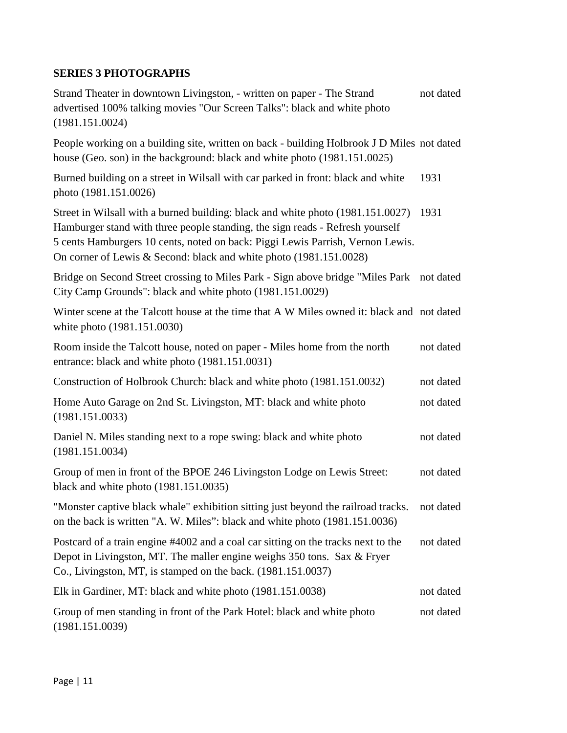## SERIES 3 PHOTOGRAPHS

| Description | Date |
|---|---|
| Strand Theater in downtown Livingston, - written on paper - The Strand advertised 100% talking movies "Our Screen Talks": black and white photo (1981.151.0024) | not dated |
| People working on a building site, written on back - building Holbrook J D Miles house (Geo. son) in the background: black and white photo (1981.151.0025) | not dated |
| Burned building on a street in Wilsall with car parked in front: black and white photo (1981.151.0026) | 1931 |
| Street in Wilsall with a burned building: black and white photo (1981.151.0027) | 1931 |
| Hamburger stand with three people standing, the sign reads - Refresh yourself 5 cents Hamburgers 10 cents, noted on back: Piggi Lewis Parrish, Vernon Lewis. On corner of Lewis & Second: black and white photo (1981.151.0028) | |
| Bridge on Second Street crossing to Miles Park - Sign above bridge "Miles Park City Camp Grounds": black and white photo (1981.151.0029) | not dated |
| Winter scene at the Talcott house at the time that A W Miles owned it: black and white photo (1981.151.0030) | not dated |
| Room inside the Talcott house, noted on paper - Miles home from the north entrance: black and white photo (1981.151.0031) | not dated |
| Construction of Holbrook Church: black and white photo (1981.151.0032) | not dated |
| Home Auto Garage on 2nd St. Livingston, MT: black and white photo (1981.151.0033) | not dated |
| Daniel N. Miles standing next to a rope swing: black and white photo (1981.151.0034) | not dated |
| Group of men in front of the BPOE 246 Livingston Lodge on Lewis Street: black and white photo (1981.151.0035) | not dated |
| "Monster captive black whale" exhibition sitting just beyond the railroad tracks. on the back is written "A. W. Miles": black and white photo (1981.151.0036) | not dated |
| Postcard of a train engine #4002 and a coal car sitting on the tracks next to the Depot in Livingston, MT. The maller engine weighs 350 tons. Sax & Fryer Co., Livingston, MT, is stamped on the back. (1981.151.0037) | not dated |
| Elk in Gardiner, MT: black and white photo (1981.151.0038) | not dated |
| Group of men standing in front of the Park Hotel: black and white photo (1981.151.0039) | not dated |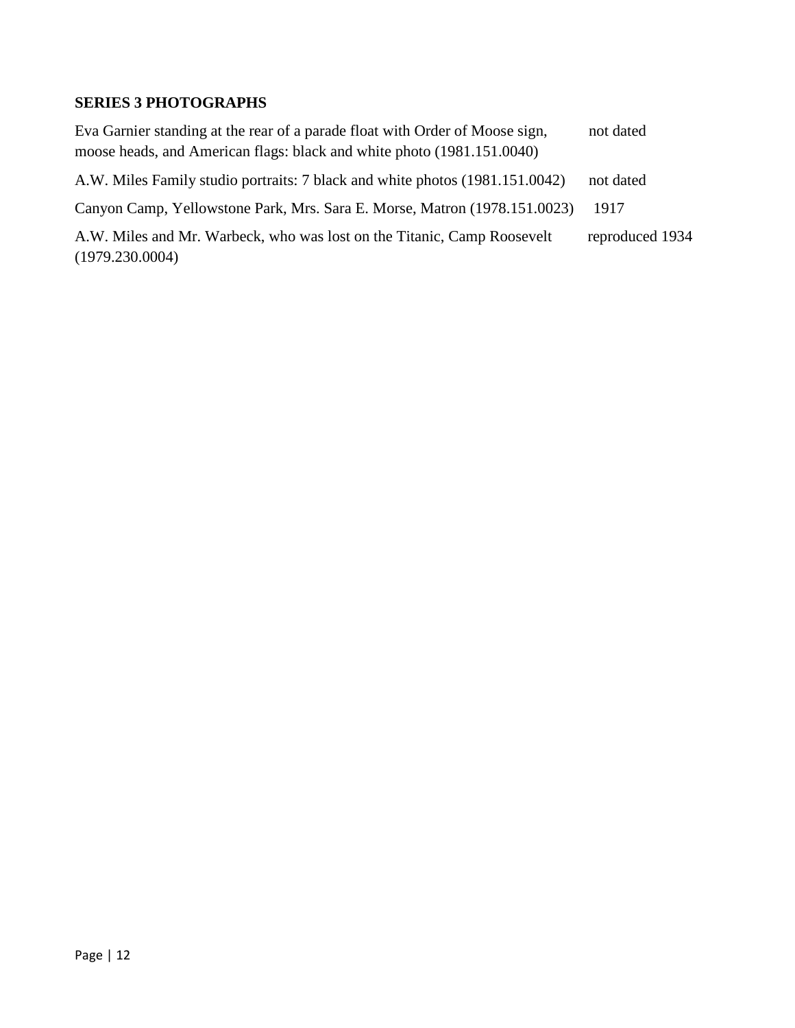## SERIES 3 PHOTOGRAPHS

| | |
|---|---|
| Eva Garnier standing at the rear of a parade float with Order of Moose sign, moose heads, and American flags: black and white photo (1981.151.0040) | not dated |
| A.W. Miles Family studio portraits: 7 black and white photos (1981.151.0042) | not dated |
| Canyon Camp, Yellowstone Park, Mrs. Sara E. Morse, Matron (1978.151.0023) | 1917 |
| A.W. Miles and Mr. Warbeck, who was lost on the Titanic, Camp Roosevelt (1979.230.0004) | reproduced 1934 |